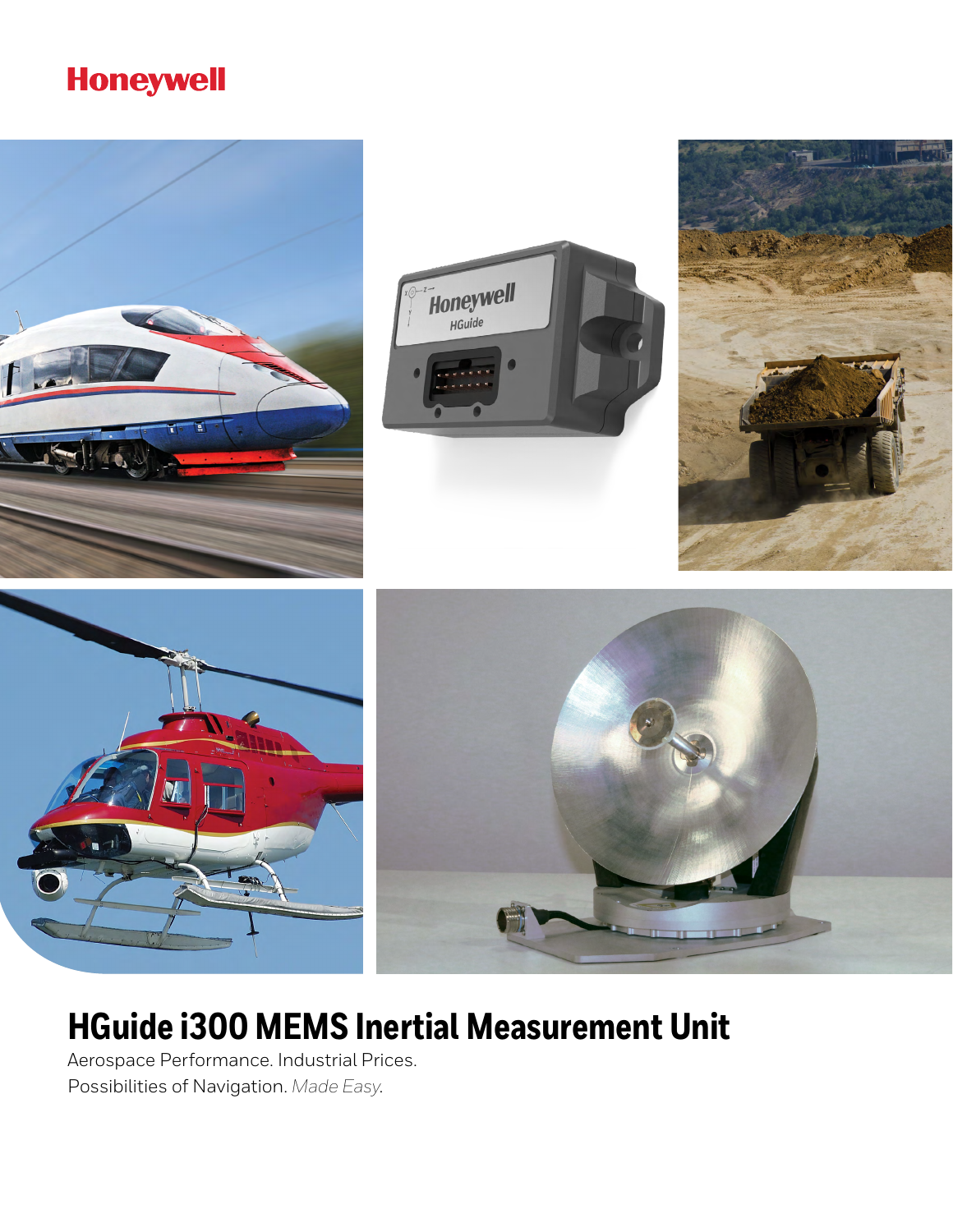Honeywell

# HGuide i300 MEMS Inertial Measurement Unit

Aerospace Performance. Industrial Prices.

Possibilities of Navigation. *Made Easy*.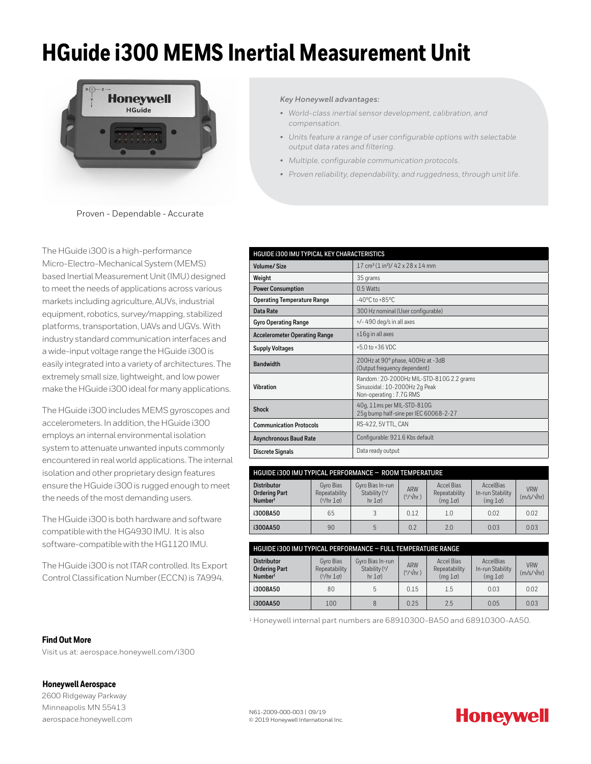# HGuide i300 MEMS Inertial Measurement Unit

Proven - Dependable - Accurate

*Key Honeywell advantages:*

- *World-class inertial sensor development, calibration, and compensation.*
- *Units feature a range of user configurable options with selectable output data rates and filtering.*
- *Multiple, configurable communication protocols.*
- *Proven reliability, dependability, and ruggedness, through unit life.*

The HGuide i300 is a high-performance Micro-Electro-Mechanical System (MEMS) based Inertial Measurement Unit (IMU) designed to meet the needs of applications across various markets including agriculture, AUVs, industrial equipment, robotics, survey/mapping, stabilized platforms, transportation, UAVs and UGVs. With industry standard communication interfaces and a wide-input voltage range the HGuide i300 is easily integrated into a variety of architectures. The extremely small size, lightweight, and low power make the HGuide i300 ideal for many applications.

The HGuide i300 includes MEMS gyroscopes and accelerometers. In addition, the HGuide i300 employs an internal environmental isolation system to attenuate unwanted inputs commonly encountered in real world applications. The internal isolation and other proprietary design features ensure the HGuide i300 is rugged enough to meet the needs of the most demanding users.

The HGuide i300 is both hardware and software compatible with the HG4930 IMU. It is also software-compatible with the HG1120 IMU.

The HGuide i300 is not ITAR controlled. Its Export Control Classification Number (ECCN) is 7A994.

| HGUIDE i300 IMU TYPICAL KEY CHARACTERISTICS | |
|---|---|
| **Volume/ Size** | 17 cm³ (1 in³)/ 42 x 28 x 14 mm |
| **Weight** | 35 grams |
| **Power Consumption** | 0.5 Watts |
| **Operating Temperature Range** | -40°C to +85°C |
| **Data Rate** | 300 Hz nominal (User configurable) |
| **Gyro Operating Range** | +/- 490 deg/s in all axes |
| **Accelerometer Operating Range** | ±16g in all axes |
| **Supply Voltages** | +5.0 to +36 VDC |
| **Bandwidth** | 200Hz at 90° phase, 400Hz at -3dB (Output frequency dependent) |
| **Vibration** | Random : 20-2000Hz MIL-STD-810G 2.2 grams<br>Sinusoidal : 10-2000Hz 2g Peak<br>Non-operating : 7.7G RMS |
| **Shock** | 40g, 11ms per MIL-STD-810G<br>25g bump half-sine per IEC 60068-2-27 |
| **Communication Protocols** | RS-422, 5V TTL, CAN |
| **Asynchronous Baud Rate** | Configurable: 921.6 Kbs default |
| **Discrete Signals** | Data ready output |

**HGUIDE i300 IMU TYPICAL PERFORMANCE – ROOM TEMPERATURE**

| Distributor Ordering Part Number[1] | Gyro Bias Repeatability (°/hr 1σ) | Gyro Bias In-run Stability (°/hr 1σ) | ARW (°/√hr) | Accel Bias Repeatability (mg 1σ) | AccelBias In-run Stability (mg 1σ) | VRW (m/s/√hr) |
|---|---|---|---|---|---|---|
| **i300BA50** | 65 | 3 | 0.12 | 1.0 | 0.02 | 0.02 |
| **i300AA50** | 90 | 5 | 0.2 | 2.0 | 0.03 | 0.03 |

**HGUIDE i300 IMU TYPICAL PERFORMANCE – FULL TEMPERATURE RANGE**

| Distributor Ordering Part Number[1] | Gyro Bias Repeatability (°/hr 1σ) | Gyro Bias In-run Stability (°/hr 1σ) | ARW (°/√hr) | Accel Bias Repeatability (mg 1σ) | AccelBias In-run Stability (mg 1σ) | VRW (m/s/√hr) |
|---|---|---|---|---|---|---|
| **i300BA50** | 80 | 5 | 0.15 | 1.5 | 0.03 | 0.02 |
| **i300AA50** | 100 | 8 | 0.25 | 2.5 | 0.05 | 0.03 |

[1] Honeywell internal part numbers are 68910300-BA50 and 68910300-AA50.

**Find Out More**

Visit us at: aerospace.honeywell.com/i300

**Honeywell Aerospace**

2600 Ridgeway Parkway
Minneapolis MN 55413
aerospace.honeywell.com

N61-2009-000-003 | 09/19
© 2019 Honeywell International Inc.